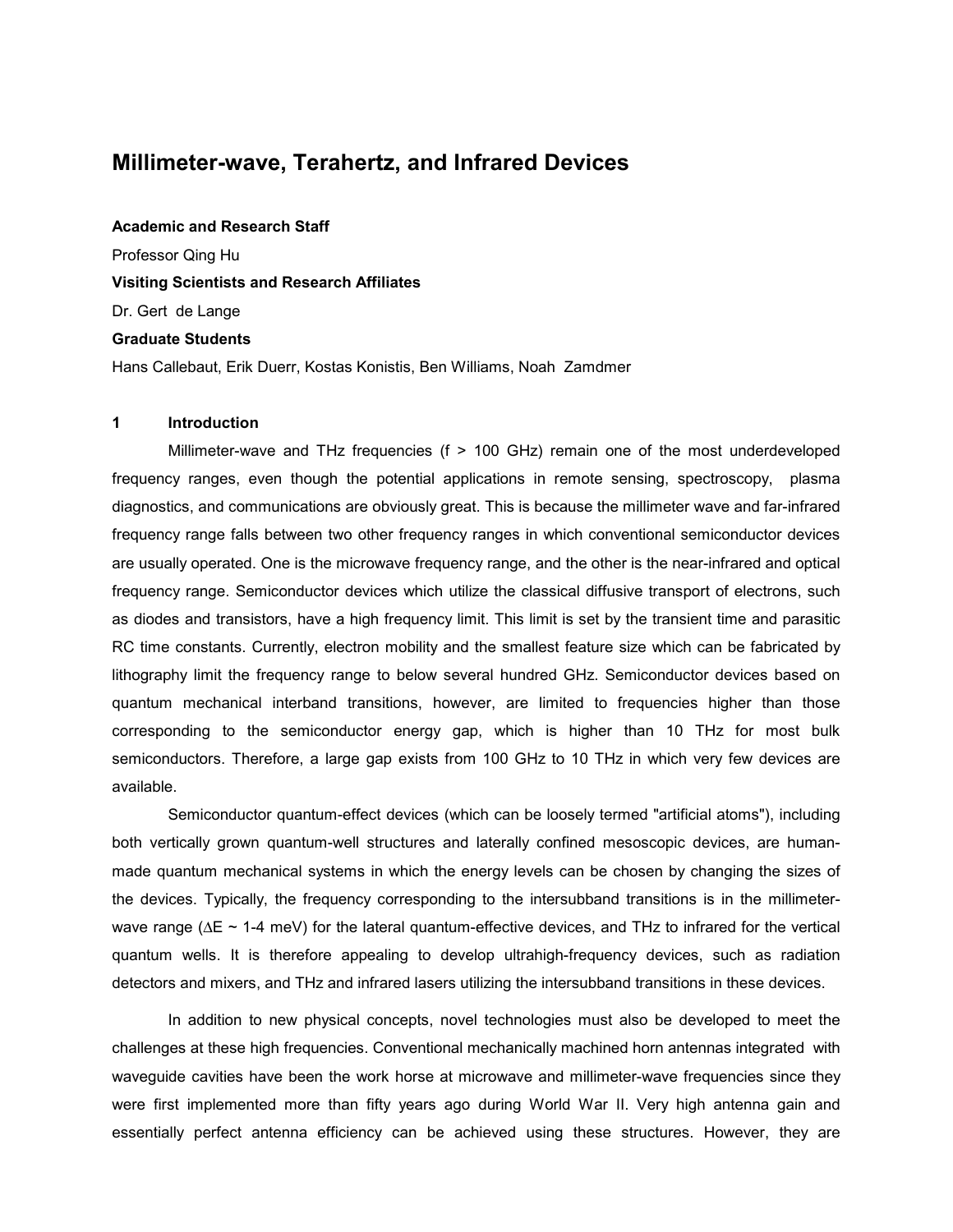# Millimeter-wave, Terahertz, and Infrared Devices

**Academic and Research Staff**

Professor Qing Hu

**Visiting Scientists and Research Affiliates**

Dr. Gert de Lange

**Graduate Students**

Hans Callebaut, Erik Duerr, Kostas Konistis, Ben Williams, Noah Zamdmer

## 1 Introduction

Millimeter-wave and THz frequencies (f > 100 GHz) remain one of the most underdeveloped frequency ranges, even though the potential applications in remote sensing, spectroscopy, plasma diagnostics, and communications are obviously great. This is because the millimeter wave and far-infrared frequency range falls between two other frequency ranges in which conventional semiconductor devices are usually operated. One is the microwave frequency range, and the other is the near-infrared and optical frequency range. Semiconductor devices which utilize the classical diffusive transport of electrons, such as diodes and transistors, have a high frequency limit. This limit is set by the transient time and parasitic RC time constants. Currently, electron mobility and the smallest feature size which can be fabricated by lithography limit the frequency range to below several hundred GHz. Semiconductor devices based on quantum mechanical interband transitions, however, are limited to frequencies higher than those corresponding to the semiconductor energy gap, which is higher than 10 THz for most bulk semiconductors. Therefore, a large gap exists from 100 GHz to 10 THz in which very few devices are available.

Semiconductor quantum-effect devices (which can be loosely termed "artificial atoms"), including both vertically grown quantum-well structures and laterally confined mesoscopic devices, are human-made quantum mechanical systems in which the energy levels can be chosen by changing the sizes of the devices. Typically, the frequency corresponding to the intersubband transitions is in the millimeter-wave range ($\Delta E \sim$ 1-4 meV) for the lateral quantum-effective devices, and THz to infrared for the vertical quantum wells. It is therefore appealing to develop ultrahigh-frequency devices, such as radiation detectors and mixers, and THz and infrared lasers utilizing the intersubband transitions in these devices.

In addition to new physical concepts, novel technologies must also be developed to meet the challenges at these high frequencies. Conventional mechanically machined horn antennas integrated with waveguide cavities have been the work horse at microwave and millimeter-wave frequencies since they were first implemented more than fifty years ago during World War II. Very high antenna gain and essentially perfect antenna efficiency can be achieved using these structures. However, they are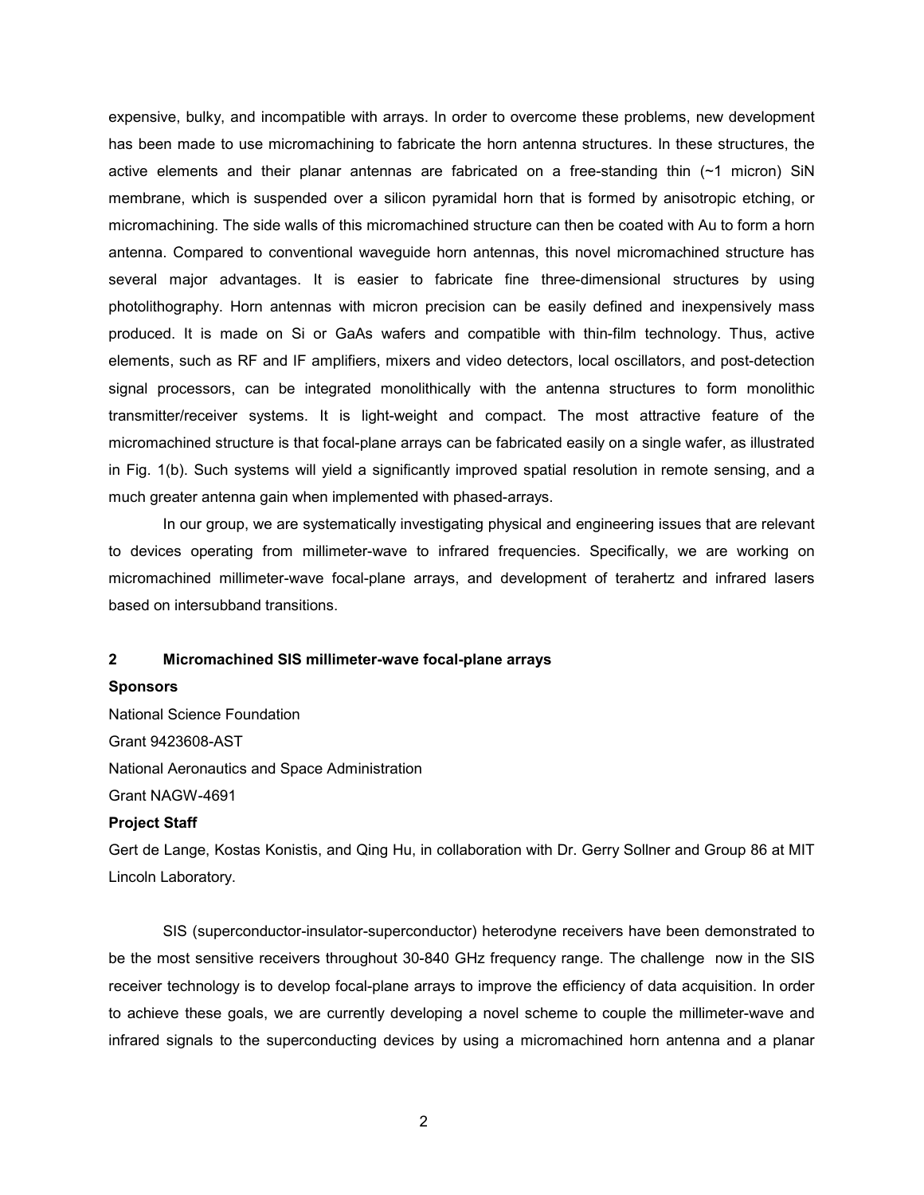expensive, bulky, and incompatible with arrays. In order to overcome these problems, new development has been made to use micromachining to fabricate the horn antenna structures. In these structures, the active elements and their planar antennas are fabricated on a free-standing thin (~1 micron) SiN membrane, which is suspended over a silicon pyramidal horn that is formed by anisotropic etching, or micromachining. The side walls of this micromachined structure can then be coated with Au to form a horn antenna. Compared to conventional waveguide horn antennas, this novel micromachined structure has several major advantages. It is easier to fabricate fine three-dimensional structures by using photolithography. Horn antennas with micron precision can be easily defined and inexpensively mass produced. It is made on Si or GaAs wafers and compatible with thin-film technology. Thus, active elements, such as RF and IF amplifiers, mixers and video detectors, local oscillators, and post-detection signal processors, can be integrated monolithically with the antenna structures to form monolithic transmitter/receiver systems. It is light-weight and compact. The most attractive feature of the micromachined structure is that focal-plane arrays can be fabricated easily on a single wafer, as illustrated in Fig. 1(b). Such systems will yield a significantly improved spatial resolution in remote sensing, and a much greater antenna gain when implemented with phased-arrays.

In our group, we are systematically investigating physical and engineering issues that are relevant to devices operating from millimeter-wave to infrared frequencies. Specifically, we are working on micromachined millimeter-wave focal-plane arrays, and development of terahertz and infrared lasers based on intersubband transitions.

## 2 Micromachined SIS millimeter-wave focal-plane arrays

**Sponsors**

National Science Foundation

Grant 9423608-AST

National Aeronautics and Space Administration

Grant NAGW-4691

**Project Staff**

Gert de Lange, Kostas Konistis, and Qing Hu, in collaboration with Dr. Gerry Sollner and Group 86 at MIT Lincoln Laboratory.

SIS (superconductor-insulator-superconductor) heterodyne receivers have been demonstrated to be the most sensitive receivers throughout 30-840 GHz frequency range. The challenge now in the SIS receiver technology is to develop focal-plane arrays to improve the efficiency of data acquisition. In order to achieve these goals, we are currently developing a novel scheme to couple the millimeter-wave and infrared signals to the superconducting devices by using a micromachined horn antenna and a planar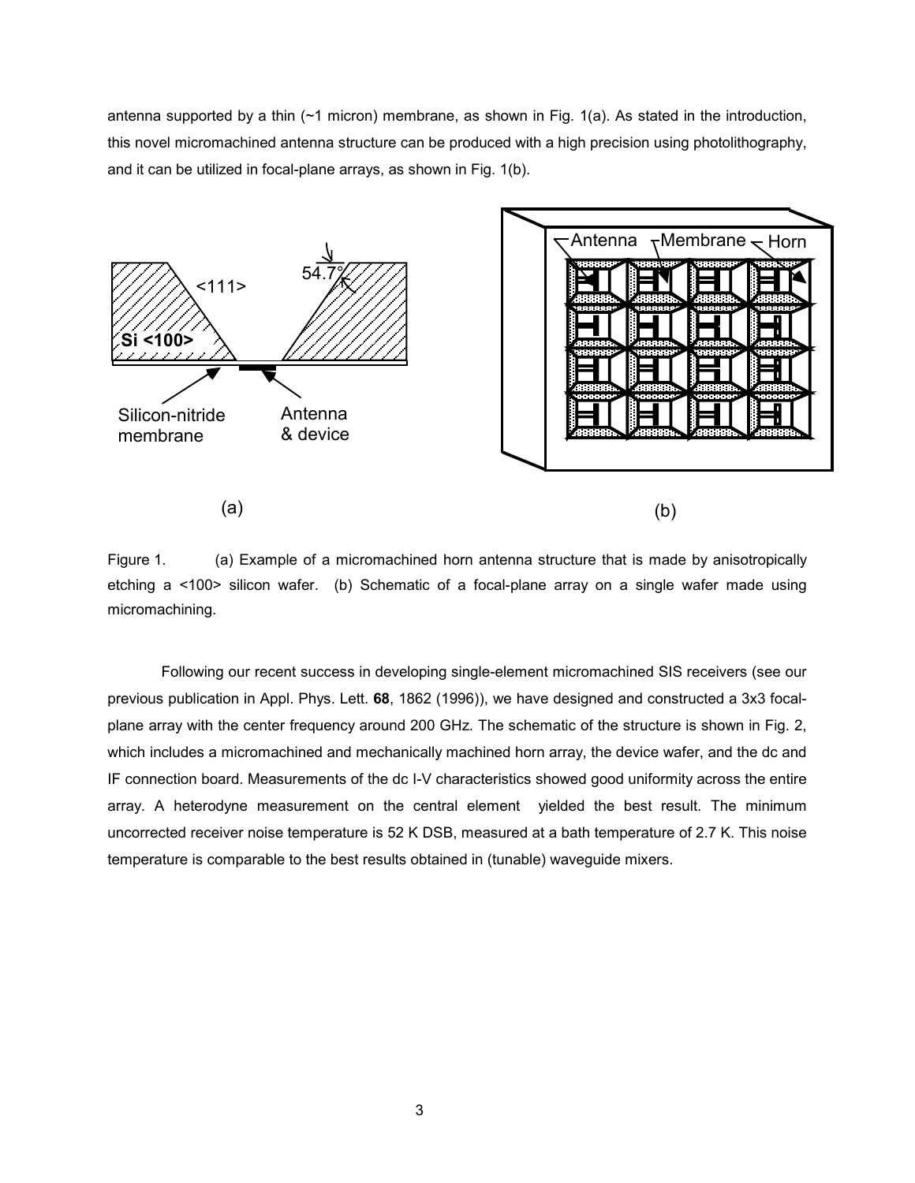antenna supported by a thin (~1 micron) membrane, as shown in Fig. 1(a). As stated in the introduction, this novel micromachined antenna structure can be produced with a high precision using photolithography, and it can be utilized in focal-plane arrays, as shown in Fig. 1(b).

Figure 1. (a) Example of a micromachined horn antenna structure that is made by anisotropically etching a <100> silicon wafer. (b) Schematic of a focal-plane array on a single wafer made using micromachining.

Following our recent success in developing single-element micromachined SIS receivers (see our previous publication in Appl. Phys. Lett. **68**, 1862 (1996)), we have designed and constructed a 3x3 focal-plane array with the center frequency around 200 GHz. The schematic of the structure is shown in Fig. 2, which includes a micromachined and mechanically machined horn array, the device wafer, and the dc and IF connection board. Measurements of the dc I-V characteristics showed good uniformity across the entire array. A heterodyne measurement on the central element yielded the best result. The minimum uncorrected receiver noise temperature is 52 K DSB, measured at a bath temperature of 2.7 K. This noise temperature is comparable to the best results obtained in (tunable) waveguide mixers.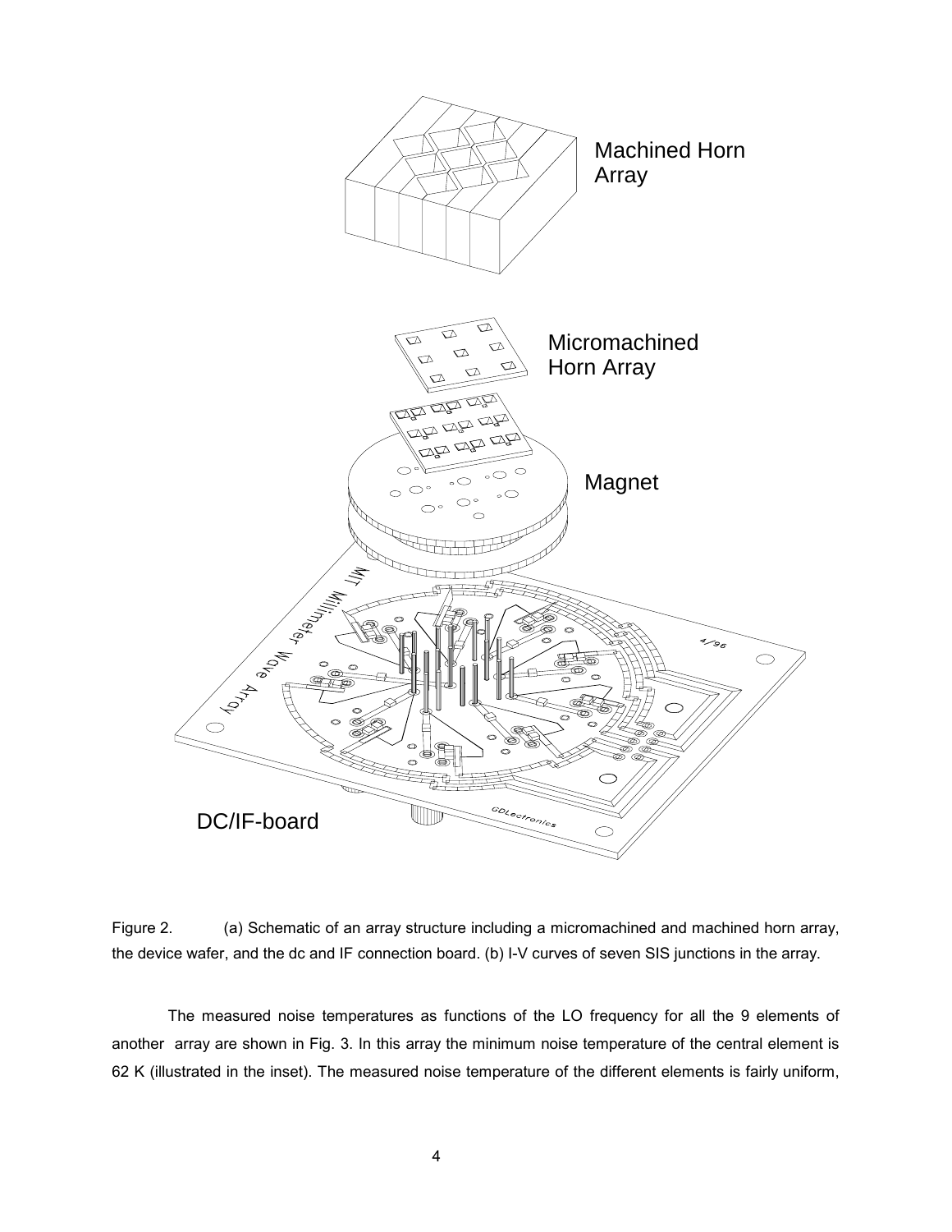Figure 2. (a) Schematic of an array structure including a micromachined and machined horn array, the device wafer, and the dc and IF connection board. (b) I-V curves of seven SIS junctions in the array.

The measured noise temperatures as functions of the LO frequency for all the 9 elements of another array are shown in Fig. 3. In this array the minimum noise temperature of the central element is 62 K (illustrated in the inset). The measured noise temperature of the different elements is fairly uniform,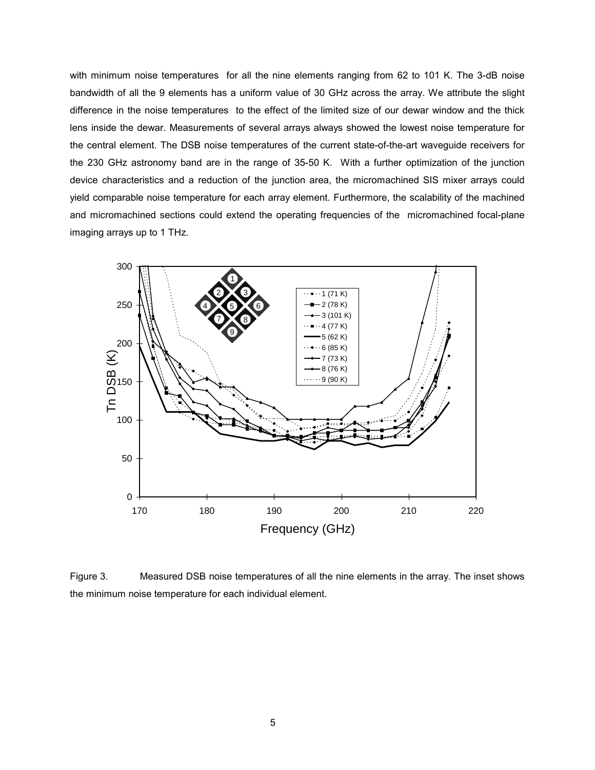with minimum noise temperatures for all the nine elements ranging from 62 to 101 K. The 3-dB noise bandwidth of all the 9 elements has a uniform value of 30 GHz across the array. We attribute the slight difference in the noise temperatures to the effect of the limited size of our dewar window and the thick lens inside the dewar. Measurements of several arrays always showed the lowest noise temperature for the central element. The DSB noise temperatures of the current state-of-the-art waveguide receivers for the 230 GHz astronomy band are in the range of 35-50 K. With a further optimization of the junction device characteristics and a reduction of the junction area, the micromachined SIS mixer arrays could yield comparable noise temperature for each array element. Furthermore, the scalability of the machined and micromachined sections could extend the operating frequencies of the micromachined focal-plane imaging arrays up to 1 THz.

Figure 3. Measured DSB noise temperatures of all the nine elements in the array. The inset shows the minimum noise temperature for each individual element.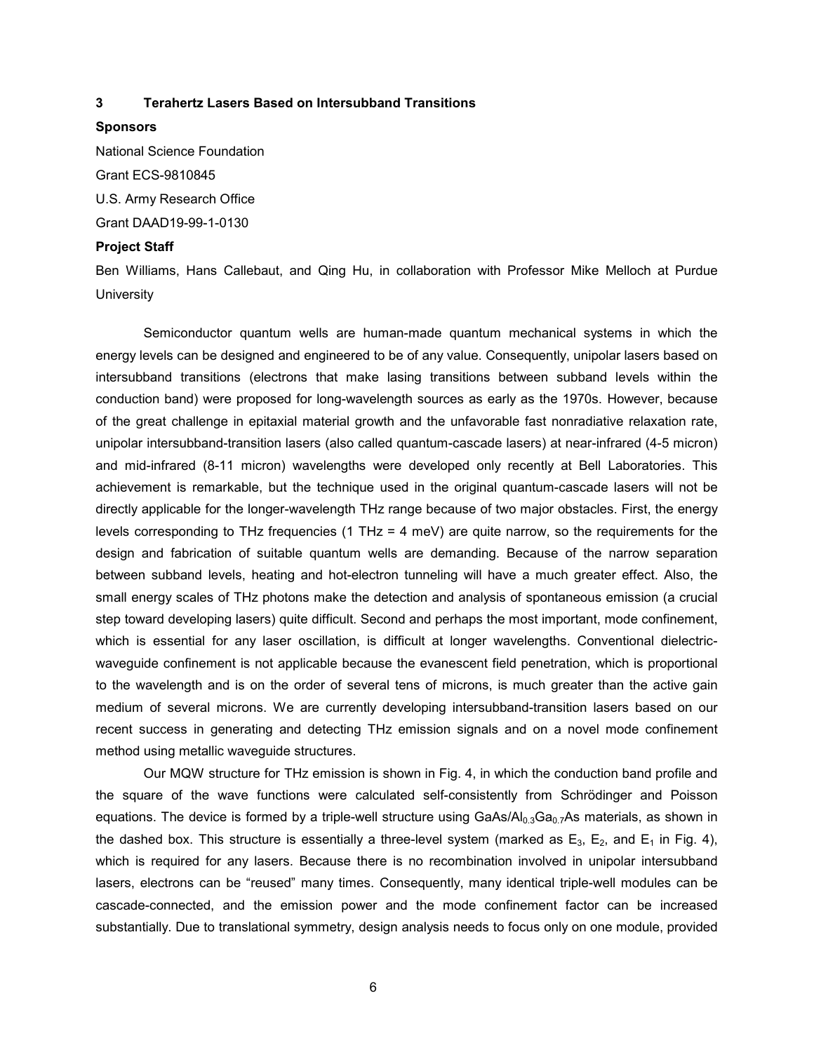## 3 Terahertz Lasers Based on Intersubband Transitions

**Sponsors**

National Science Foundation

Grant ECS-9810845

U.S. Army Research Office

Grant DAAD19-99-1-0130

**Project Staff**

Ben Williams, Hans Callebaut, and Qing Hu, in collaboration with Professor Mike Melloch at Purdue University

Semiconductor quantum wells are human-made quantum mechanical systems in which the energy levels can be designed and engineered to be of any value. Consequently, unipolar lasers based on intersubband transitions (electrons that make lasing transitions between subband levels within the conduction band) were proposed for long-wavelength sources as early as the 1970s. However, because of the great challenge in epitaxial material growth and the unfavorable fast nonradiative relaxation rate, unipolar intersubband-transition lasers (also called quantum-cascade lasers) at near-infrared (4-5 micron) and mid-infrared (8-11 micron) wavelengths were developed only recently at Bell Laboratories. This achievement is remarkable, but the technique used in the original quantum-cascade lasers will not be directly applicable for the longer-wavelength THz range because of two major obstacles. First, the energy levels corresponding to THz frequencies (1 THz = 4 meV) are quite narrow, so the requirements for the design and fabrication of suitable quantum wells are demanding. Because of the narrow separation between subband levels, heating and hot-electron tunneling will have a much greater effect. Also, the small energy scales of THz photons make the detection and analysis of spontaneous emission (a crucial step toward developing lasers) quite difficult. Second and perhaps the most important, mode confinement, which is essential for any laser oscillation, is difficult at longer wavelengths. Conventional dielectric-waveguide confinement is not applicable because the evanescent field penetration, which is proportional to the wavelength and is on the order of several tens of microns, is much greater than the active gain medium of several microns. We are currently developing intersubband-transition lasers based on our recent success in generating and detecting THz emission signals and on a novel mode confinement method using metallic waveguide structures.

Our MQW structure for THz emission is shown in Fig. 4, in which the conduction band profile and the square of the wave functions were calculated self-consistently from Schrödinger and Poisson equations. The device is formed by a triple-well structure using $GaAs/Al_{0.3}Ga_{0.7}As$ materials, as shown in the dashed box. This structure is essentially a three-level system (marked as $E_3$, $E_2$, and $E_1$ in Fig. 4), which is required for any lasers. Because there is no recombination involved in unipolar intersubband lasers, electrons can be "reused" many times. Consequently, many identical triple-well modules can be cascade-connected, and the emission power and the mode confinement factor can be increased substantially. Due to translational symmetry, design analysis needs to focus only on one module, provided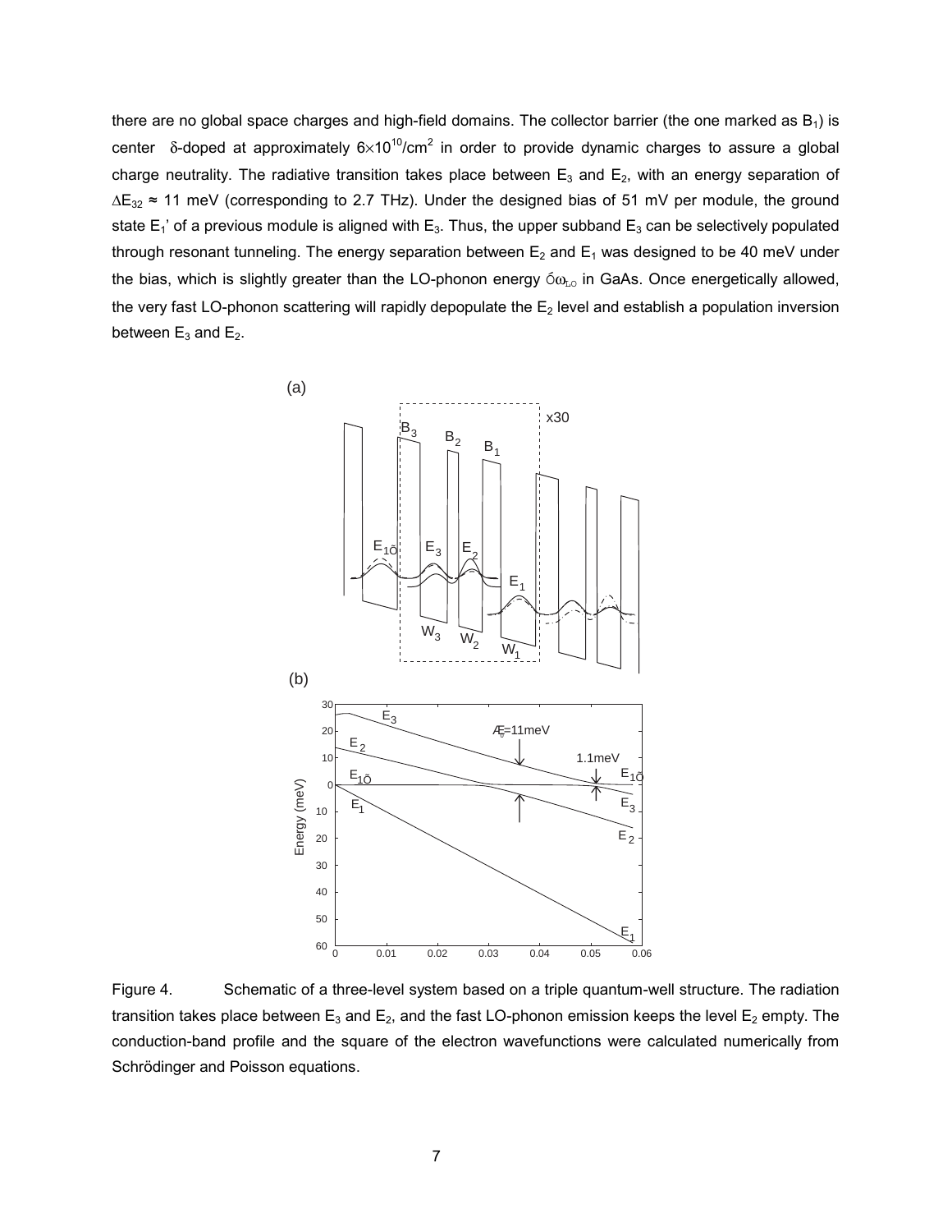there are no global space charges and high-field domains. The collector barrier (the one marked as $B_1$) is center $\delta$-doped at approximately $6\times10^{10}$/cm$^2$ in order to provide dynamic charges to assure a global charge neutrality. The radiative transition takes place between $E_3$ and $E_2$, with an energy separation of $\Delta E_{32} \approx 11$ meV (corresponding to 2.7 THz). Under the designed bias of 51 mV per module, the ground state $E_1'$ of a previous module is aligned with $E_3$. Thus, the upper subband $E_3$ can be selectively populated through resonant tunneling. The energy separation between $E_2$ and $E_1$ was designed to be 40 meV under the bias, which is slightly greater than the LO-phonon energy $\hbar\omega_{LO}$ in GaAs. Once energetically allowed, the very fast LO-phonon scattering will rapidly depopulate the $E_2$ level and establish a population inversion between $E_3$ and $E_2$.

Figure 4. Schematic of a three-level system based on a triple quantum-well structure. The radiation transition takes place between $E_3$ and $E_2$, and the fast LO-phonon emission keeps the level $E_2$ empty. The conduction-band profile and the square of the electron wavefunctions were calculated numerically from Schrödinger and Poisson equations.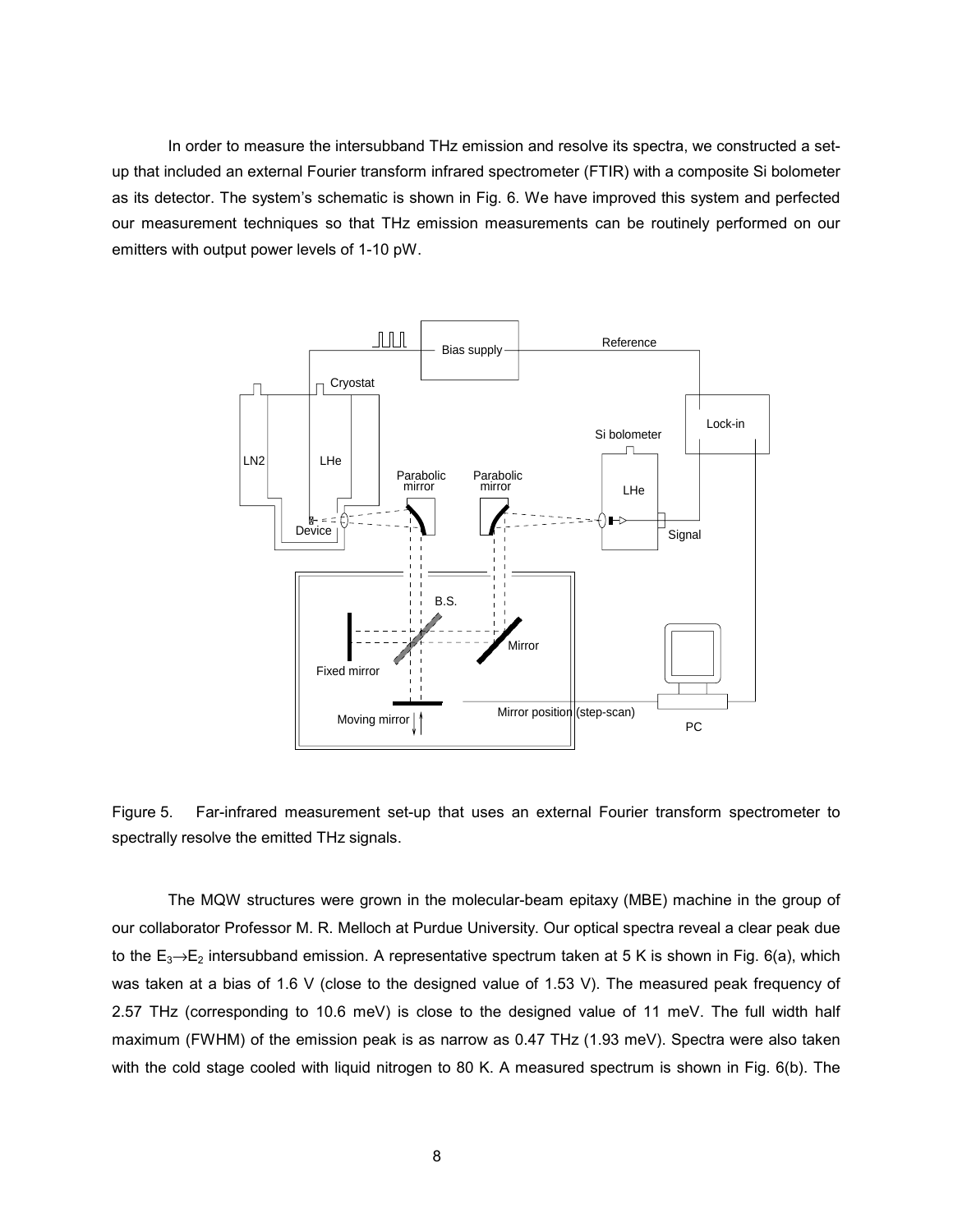In order to measure the intersubband THz emission and resolve its spectra, we constructed a set-up that included an external Fourier transform infrared spectrometer (FTIR) with a composite Si bolometer as its detector. The system's schematic is shown in Fig. 6. We have improved this system and perfected our measurement techniques so that THz emission measurements can be routinely performed on our emitters with output power levels of 1-10 pW.

Figure 5. Far-infrared measurement set-up that uses an external Fourier transform spectrometer to spectrally resolve the emitted THz signals.

The MQW structures were grown in the molecular-beam epitaxy (MBE) machine in the group of our collaborator Professor M. R. Melloch at Purdue University. Our optical spectra reveal a clear peak due to the $E_3 \rightarrow E_2$ intersubband emission. A representative spectrum taken at 5 K is shown in Fig. 6(a), which was taken at a bias of 1.6 V (close to the designed value of 1.53 V). The measured peak frequency of 2.57 THz (corresponding to 10.6 meV) is close to the designed value of 11 meV. The full width half maximum (FWHM) of the emission peak is as narrow as 0.47 THz (1.93 meV). Spectra were also taken with the cold stage cooled with liquid nitrogen to 80 K. A measured spectrum is shown in Fig. 6(b). The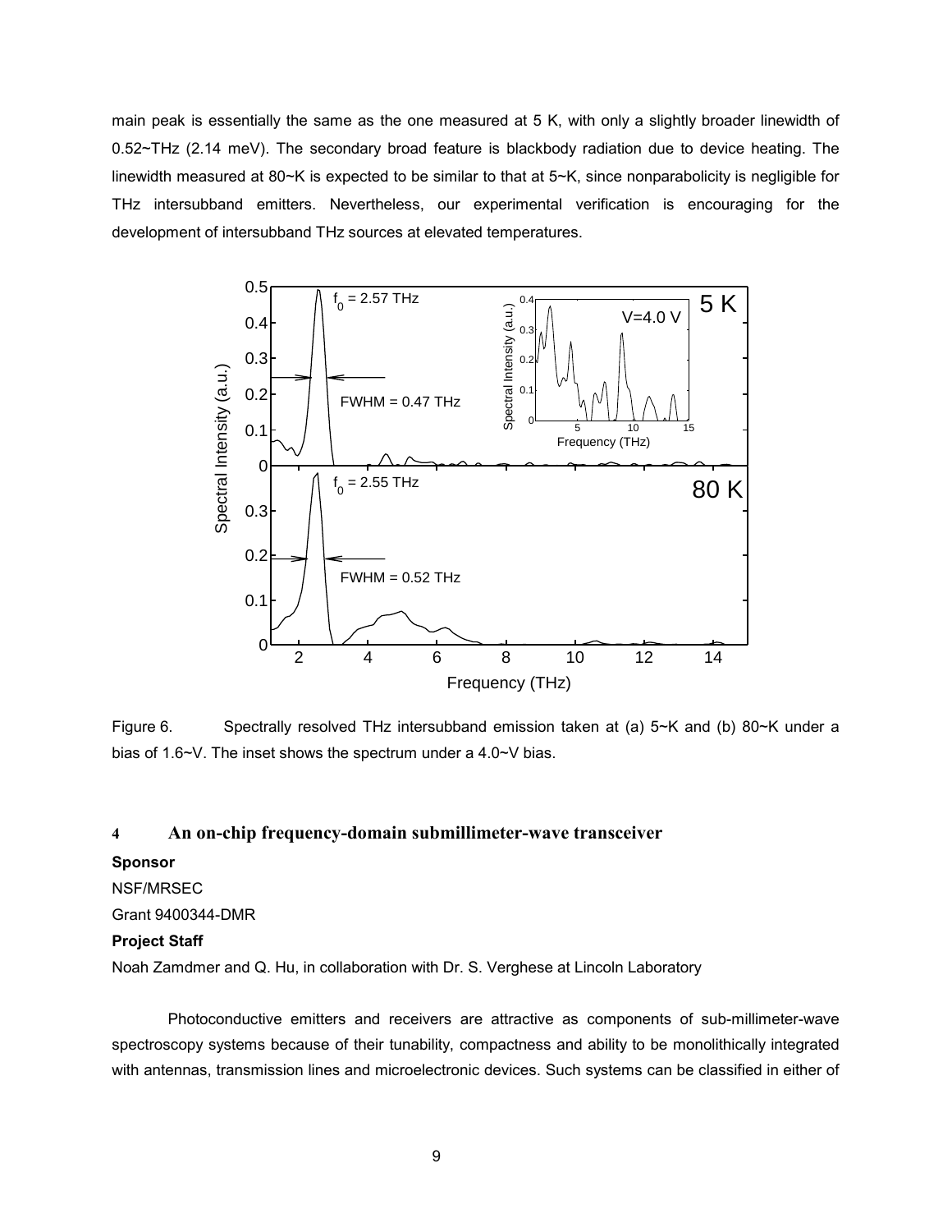main peak is essentially the same as the one measured at 5 K, with only a slightly broader linewidth of 0.52~THz (2.14 meV). The secondary broad feature is blackbody radiation due to device heating. The linewidth measured at 80~K is expected to be similar to that at 5~K, since nonparabolicity is negligible for THz intersubband emitters. Nevertheless, our experimental verification is encouraging for the development of intersubband THz sources at elevated temperatures.

Figure 6. Spectrally resolved THz intersubband emission taken at (a) 5~K and (b) 80~K under a bias of 1.6~V. The inset shows the spectrum under a 4.0~V bias.

## 4 An on-chip frequency-domain submillimeter-wave transceiver

**Sponsor**

NSF/MRSEC

Grant 9400344-DMR

**Project Staff**

Noah Zamdmer and Q. Hu, in collaboration with Dr. S. Verghese at Lincoln Laboratory

Photoconductive emitters and receivers are attractive as components of sub-millimeter-wave spectroscopy systems because of their tunability, compactness and ability to be monolithically integrated with antennas, transmission lines and microelectronic devices. Such systems can be classified in either of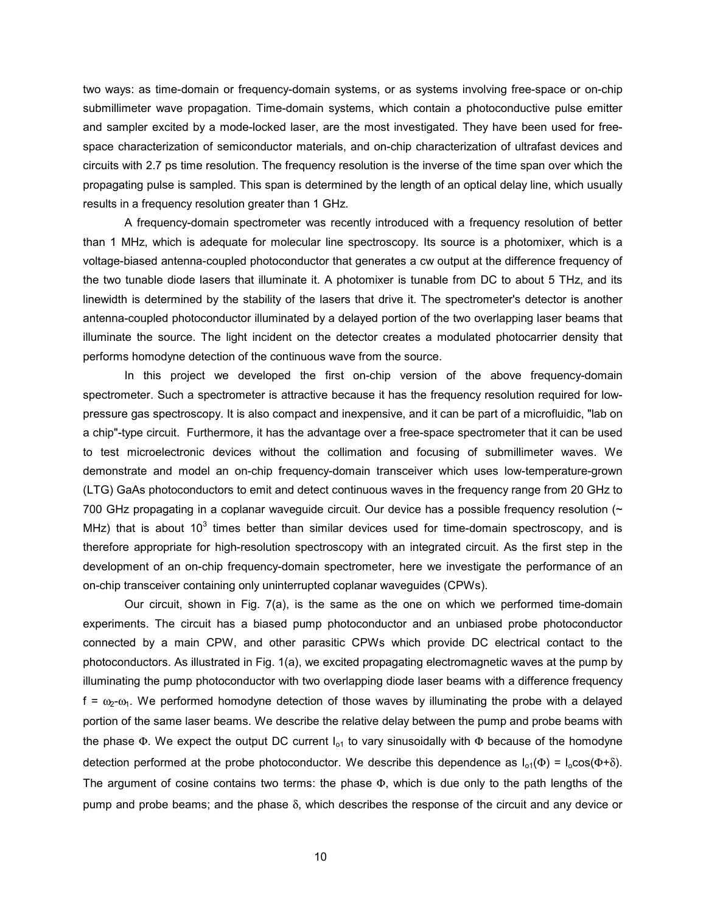two ways: as time-domain or frequency-domain systems, or as systems involving free-space or on-chip submillimeter wave propagation. Time-domain systems, which contain a photoconductive pulse emitter and sampler excited by a mode-locked laser, are the most investigated. They have been used for free-space characterization of semiconductor materials, and on-chip characterization of ultrafast devices and circuits with 2.7 ps time resolution. The frequency resolution is the inverse of the time span over which the propagating pulse is sampled. This span is determined by the length of an optical delay line, which usually results in a frequency resolution greater than 1 GHz.

A frequency-domain spectrometer was recently introduced with a frequency resolution of better than 1 MHz, which is adequate for molecular line spectroscopy. Its source is a photomixer, which is a voltage-biased antenna-coupled photoconductor that generates a cw output at the difference frequency of the two tunable diode lasers that illuminate it. A photomixer is tunable from DC to about 5 THz, and its linewidth is determined by the stability of the lasers that drive it. The spectrometer's detector is another antenna-coupled photoconductor illuminated by a delayed portion of the two overlapping laser beams that illuminate the source. The light incident on the detector creates a modulated photocarrier density that performs homodyne detection of the continuous wave from the source.

In this project we developed the first on-chip version of the above frequency-domain spectrometer. Such a spectrometer is attractive because it has the frequency resolution required for low-pressure gas spectroscopy. It is also compact and inexpensive, and it can be part of a microfluidic, "lab on a chip"-type circuit. Furthermore, it has the advantage over a free-space spectrometer that it can be used to test microelectronic devices without the collimation and focusing of submillimeter waves. We demonstrate and model an on-chip frequency-domain transceiver which uses low-temperature-grown (LTG) GaAs photoconductors to emit and detect continuous waves in the frequency range from 20 GHz to 700 GHz propagating in a coplanar waveguide circuit. Our device has a possible frequency resolution (~ MHz) that is about $10^3$ times better than similar devices used for time-domain spectroscopy, and is therefore appropriate for high-resolution spectroscopy with an integrated circuit. As the first step in the development of an on-chip frequency-domain spectrometer, here we investigate the performance of an on-chip transceiver containing only uninterrupted coplanar waveguides (CPWs).

Our circuit, shown in Fig. 7(a), is the same as the one on which we performed time-domain experiments. The circuit has a biased pump photoconductor and an unbiased probe photoconductor connected by a main CPW, and other parasitic CPWs which provide DC electrical contact to the photoconductors. As illustrated in Fig. 1(a), we excited propagating electromagnetic waves at the pump by illuminating the pump photoconductor with two overlapping diode laser beams with a difference frequency $f = \omega_2 - \omega_1$. We performed homodyne detection of those waves by illuminating the probe with a delayed portion of the same laser beams. We describe the relative delay between the pump and probe beams with the phase $\Phi$. We expect the output DC current $I_{o1}$ to vary sinusoidally with $\Phi$ because of the homodyne detection performed at the probe photoconductor. We describe this dependence as $I_{o1}(\Phi) = I_o\cos(\Phi+\delta)$. The argument of cosine contains two terms: the phase $\Phi$, which is due only to the path lengths of the pump and probe beams; and the phase $\delta$, which describes the response of the circuit and any device or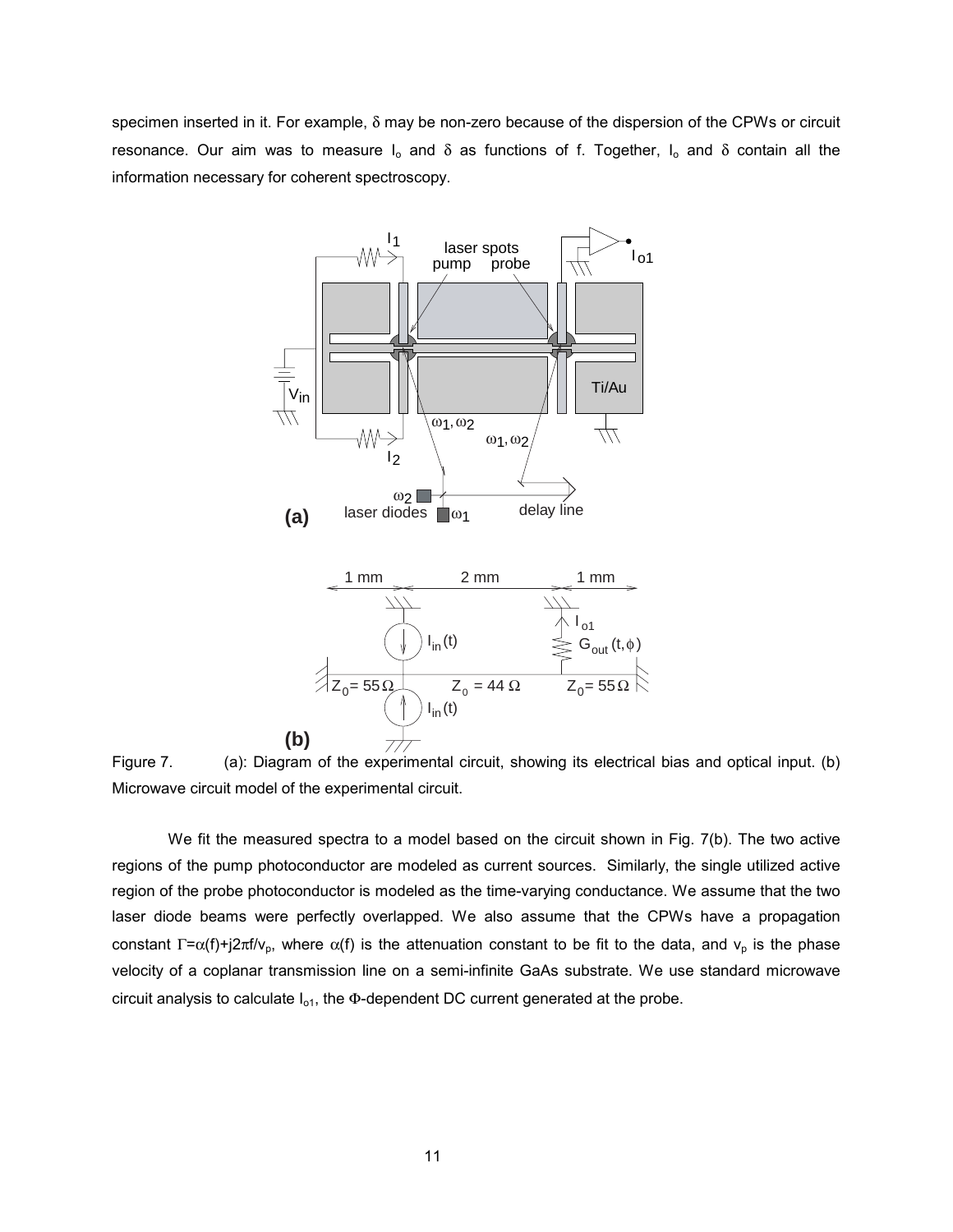specimen inserted in it. For example, $\delta$ may be non-zero because of the dispersion of the CPWs or circuit resonance. Our aim was to measure $I_o$ and $\delta$ as functions of f. Together, $I_o$ and $\delta$ contain all the information necessary for coherent spectroscopy.

Figure 7. (a): Diagram of the experimental circuit, showing its electrical bias and optical input. (b) Microwave circuit model of the experimental circuit.

We fit the measured spectra to a model based on the circuit shown in Fig. 7(b). The two active regions of the pump photoconductor are modeled as current sources. Similarly, the single utilized active region of the probe photoconductor is modeled as the time-varying conductance. We assume that the two laser diode beams were perfectly overlapped. We also assume that the CPWs have a propagation constant $\Gamma=\alpha(f)+j2\pi f/v_p$, where $\alpha(f)$ is the attenuation constant to be fit to the data, and $v_p$ is the phase velocity of a coplanar transmission line on a semi-infinite GaAs substrate. We use standard microwave circuit analysis to calculate $I_{o1}$, the $\Phi$-dependent DC current generated at the probe.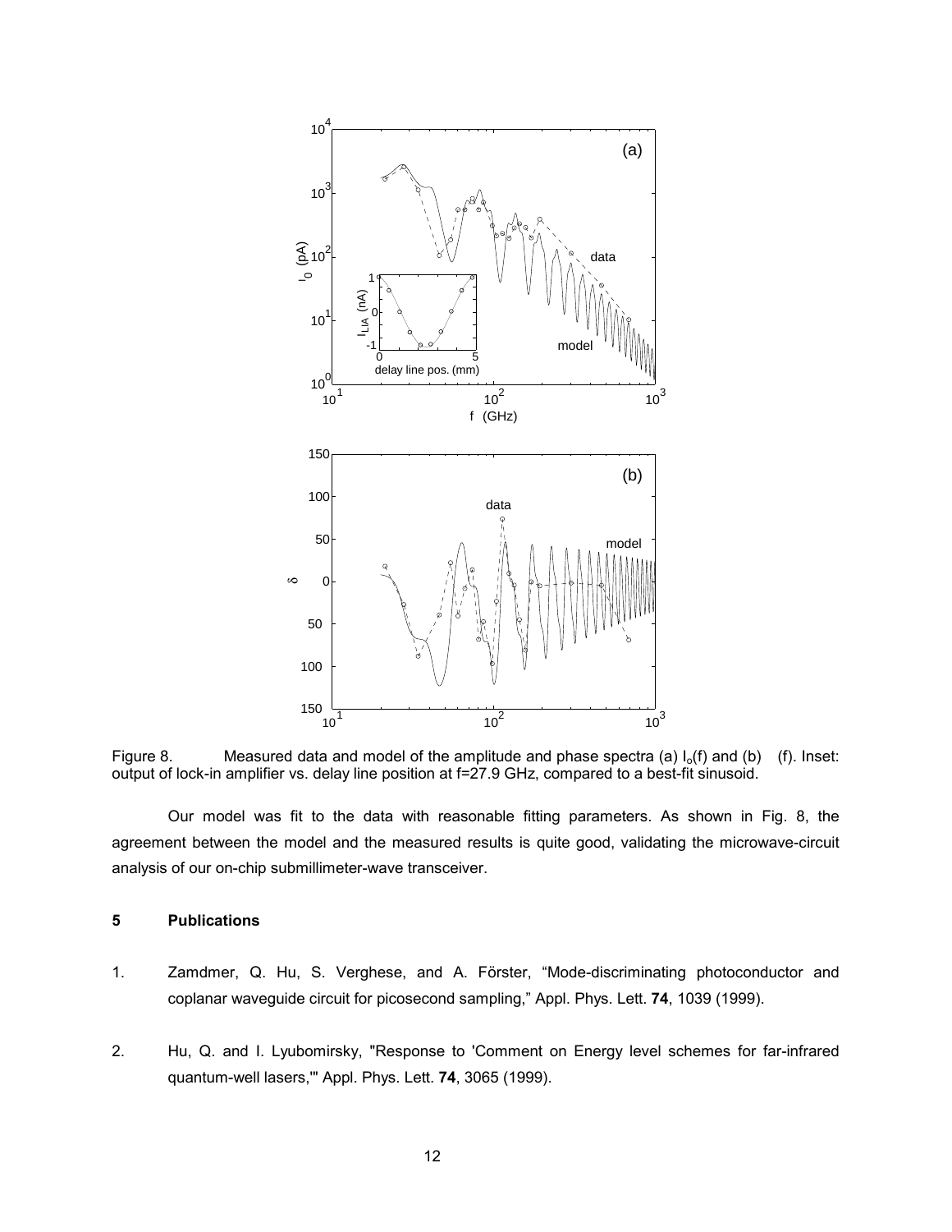Figure 8. Measured data and model of the amplitude and phase spectra (a) $I_o(f)$ and (b) (f). Inset: output of lock-in amplifier vs. delay line position at f=27.9 GHz, compared to a best-fit sinusoid.

Our model was fit to the data with reasonable fitting parameters. As shown in Fig. 8, the agreement between the model and the measured results is quite good, validating the microwave-circuit analysis of our on-chip submillimeter-wave transceiver.

## 5 Publications

1. Zamdmer, Q. Hu, S. Verghese, and A. Förster, "Mode-discriminating photoconductor and coplanar waveguide circuit for picosecond sampling," Appl. Phys. Lett. **74**, 1039 (1999).

2. Hu, Q. and I. Lyubomirsky, "Response to 'Comment on Energy level schemes for far-infrared quantum-well lasers,'" Appl. Phys. Lett. **74**, 3065 (1999).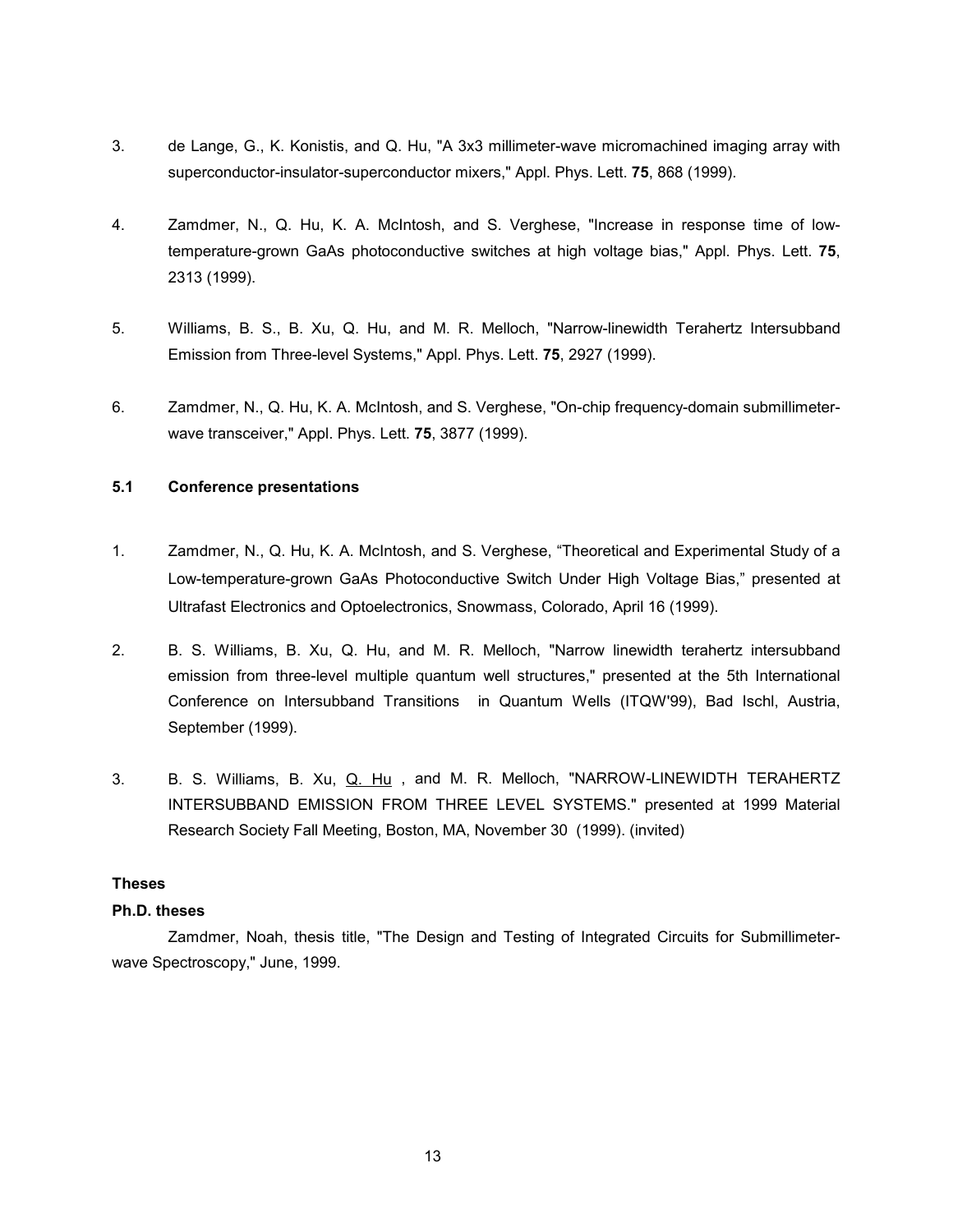3. de Lange, G., K. Konistis, and Q. Hu, "A 3x3 millimeter-wave micromachined imaging array with superconductor-insulator-superconductor mixers," Appl. Phys. Lett. **75**, 868 (1999).

4. Zamdmer, N., Q. Hu, K. A. McIntosh, and S. Verghese, "Increase in response time of low-temperature-grown GaAs photoconductive switches at high voltage bias," Appl. Phys. Lett. **75**, 2313 (1999).

5. Williams, B. S., B. Xu, Q. Hu, and M. R. Melloch, "Narrow-linewidth Terahertz Intersubband Emission from Three-level Systems," Appl. Phys. Lett. **75**, 2927 (1999).

6. Zamdmer, N., Q. Hu, K. A. McIntosh, and S. Verghese, "On-chip frequency-domain submillimeter-wave transceiver," Appl. Phys. Lett. **75**, 3877 (1999).

### 5.1 Conference presentations

1. Zamdmer, N., Q. Hu, K. A. McIntosh, and S. Verghese, "Theoretical and Experimental Study of a Low-temperature-grown GaAs Photoconductive Switch Under High Voltage Bias," presented at Ultrafast Electronics and Optoelectronics, Snowmass, Colorado, April 16 (1999).

2. B. S. Williams, B. Xu, Q. Hu, and M. R. Melloch, "Narrow linewidth terahertz intersubband emission from three-level multiple quantum well structures," presented at the 5th International Conference on Intersubband Transitions in Quantum Wells (ITQW'99), Bad Ischl, Austria, September (1999).

3. B. S. Williams, B. Xu, Q. Hu , and M. R. Melloch, "NARROW-LINEWIDTH TERAHERTZ INTERSUBBAND EMISSION FROM THREE LEVEL SYSTEMS." presented at 1999 Material Research Society Fall Meeting, Boston, MA, November 30 (1999). (invited)

**Theses**

**Ph.D. theses**

Zamdmer, Noah, thesis title, "The Design and Testing of Integrated Circuits for Submillimeter-wave Spectroscopy," June, 1999.